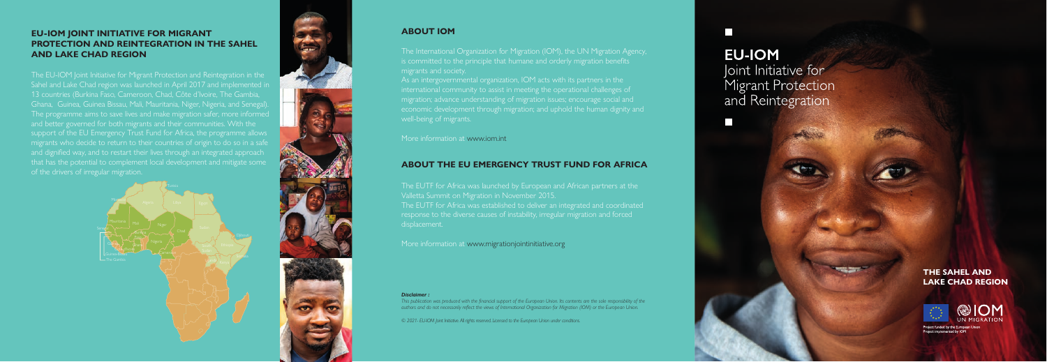## EU-IOM JOINT INITIATIVE FOR MIGRANT PROTECTION AND REINTEGRATION IN THE SAHEL AND LAKE CHAD REGION

The EU-IOM Joint Initiative for Migrant Protection and Reintegration in the Sahel and Lake Chad region was launched in April 2017 and implemented in 13 countries (Burkina Faso, Cameroon, Chad, Côte d'Ivoire, The Gambia, Ghana, Guinea, Guinea Bissau, Mali, Mauritania, Niger, Nigeria, and Senegal). The programme aims to save lives and make migration safer, more informed and better governed for both migrants and their communities. With the support of the EU Emergency Trust Fund for Africa, the programme allows migrants who decide to return to their countries of origin to do so in a safe and dignified way, and to restart their lives through an integrated approach that has the potential to complement local development and mitigate some of the drivers of irregular migration.

## ABOUT IOM

The International Organization for Migration (IOM), the UN Migration Agency, is committed to the principle that humane and orderly migration benefits migrants and society.

As an intergovernmental organization, IOM acts with its partners in the international community to assist in meeting the operational challenges of migration; advance understanding of migration issues; encourage social and economic development through migration; and uphold the human dignity and well-being of migrants.

More information at www.iom.int

## ABOUT THE EU EMERGENCY TRUST FUND FOR AFRICA

The EUTF for Africa was launched by European and African partners at the Valletta Summit on Migration in November 2015.

The EUTF for Africa was established to deliver an integrated and coordinated response to the diverse causes of instability, irregular migration and forced displacement.

More information at www.migrationjointinitiative.org

***Disclaimer :***
*This publication was produced with the financial support of the European Union. Its contents are the sole responsibility of the authors and do not necessarily reflect the views of International Organization for Migration (IOM) or the European Union.*

*© 2021- EU-IOM Joint Initiative. All rights reserved. Licensed to the European Union under conditions.*

# EU-IOM
Joint Initiative for Migrant Protection and Reintegration

**THE SAHEL AND LAKE CHAD REGION**

IOM UN MIGRATION

Project funded by the European Union
Project implemented by IOM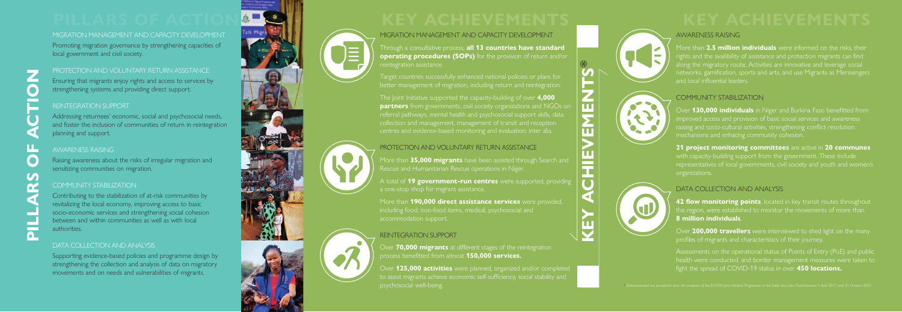# PILLARS OF ACTION

## MIGRATION MANAGEMENT AND CAPACITY DEVELOPMENT

Promoting migration governance by strengthening capacities of local government and civil society.

## PROTECTION AND VOLUNTARY RETURN ASSISTANCE

Ensuring that migrants enjoy rights and access to services by strengthening systems and providing direct support.

## REINTEGRATION SUPPORT

Addressing returnees' economic, social and psychosocial needs, and foster the inclusion of communities of return in reintegration planning and support.

## AWARENESS RAISING

Raising awareness about the risks of irregular migration and sensitizing communities on migration.

## COMMUNITY STABILIZATION

Contributing to the stabilization of at-risk communities by revitalizing the local economy, improving access to basic socio-economic services and strengthening social cohesion between and within communities as well as with local authorities.

## DATA COLLECTION AND ANALYSIS

Supporting evidence-based policies and programme design by strengthening the collection and analysis of data on migratory movements and on needs and vulnerabilities of migrants.

# KEY ACHIEVEMENTS

## MIGRATION MANAGEMENT AND CAPACITY DEVELOPMENT

Through a consultative process, **all 13 countries have standard operating procedures (SOPs)** for the provision of return and/or reintegration assistance.

Target countries successfully enhanced national policies or plans for better management of migration, including return and reintegration.

The Joint Initiative supported the capacity-building of over **4,000 partners** from governments, civil society organizations and NGOs on referral pathways, mental health and psychosocial support skills, data collection and management, management of transit and reception centres and evidence-based monitoring and evaluation, inter alia.

## PROTECTION AND VOLUNTARY RETURN ASSISTANCE

More than **35,000 migrants** have been assisted through Search and Rescue and Humanitarian Rescue operations in Niger.

A total of **19 government-run centres** were supported, providing a one-stop shop for migrant assistance.

More than **190,000 direct assistance services** were provided, including food, non-food items, medical, psychosocial and accommodation support.

## REINTEGRATION SUPPORT

Over **70,000 migrants** at different stages of the reintegration process benefitted from almost **150,000 services.**

Over **125,000 activities** were planned, organized and/or completed to assist migrants achieve economic self-sufficiency, social stability and psychosocial well-being.

# KEY ACHIEVEMENTS*

## AWARENESS RAISING

More than **2.5 million individuals** were informed on the risks, their rights and the availibility of assistance and protection migrants can find along the migratory route. Activities are innovative and leverage social networks, gamification, sports and arts, and use Migrants as Merssengers and local influential leaders.

## COMMUNITY STABILIZATION

Over **130,000 individuals** in Niger and Burkina Faso benefitted from improved access and provision of basic social services and awareness raising and socio-cultural activities, strengthening conflict resolution mechanisms and enhancing community cohesion.

**21 project monitoring committees** are active in **20 communes** with capacity-building support from the government. These include representatives of local governments, civil society and youth and women's organizations.

## DATA COLLECTION AND ANALYSIS

**42 flow monitoring points**, located in key transit routes throughout the region, were established to monitor the movements of more than **8 million individuals**.

Over **200,000 travellers** were interviewed to shed light on the many profiles of migrants and characteristics of their journey.

Assessments on the operational status of Points of Entry (PoE) and public health were conducted, and border management measures were taken to fight the spread of COVID-19 status in over **450 locations.**

*Data presented are cumulative since the inception of the EU-IOM Joint Initiative Programme in the Sahel and Lake Chad between 1 April 2017 until 31 October 2021.